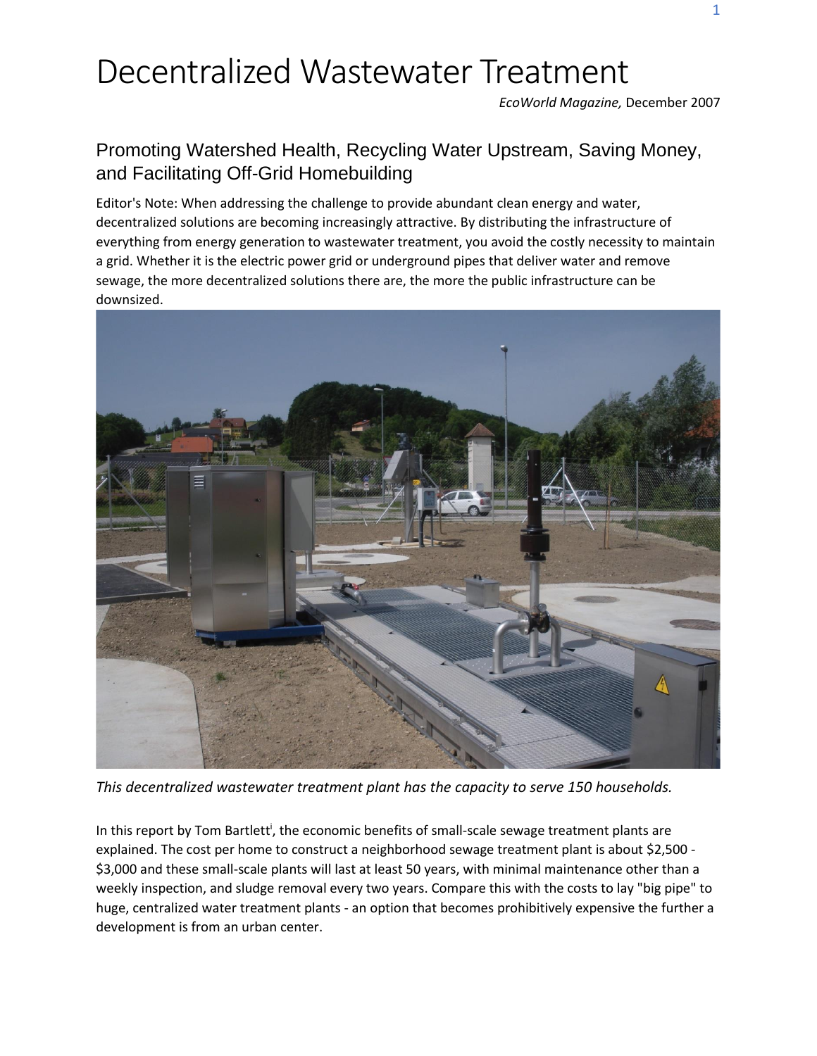# Decentralized Wastewater Treatment

*EcoWorld Magazine,* December 2007

## Promoting Watershed Health, Recycling Water Upstream, Saving Money, and Facilitating Off-Grid Homebuilding

Editor's Note: When addressing the challenge to provide abundant clean energy and water, decentralized solutions are becoming increasingly attractive. By distributing the infrastructure of everything from energy generation to wastewater treatment, you avoid the costly necessity to maintain a grid. Whether it is the electric power grid or underground pipes that deliver water and remove sewage, the more decentralized solutions there are, the more the public infrastructure can be downsized.

*This decentralized wastewater treatment plant has the capacity to serve 150 households.*

In this report by Tom Bartlett[i], the economic benefits of small-scale sewage treatment plants are explained. The cost per home to construct a neighborhood sewage treatment plant is about $2,500 - $3,000 and these small-scale plants will last at least 50 years, with minimal maintenance other than a weekly inspection, and sludge removal every two years. Compare this with the costs to lay "big pipe" to huge, centralized water treatment plants - an option that becomes prohibitively expensive the further a development is from an urban center.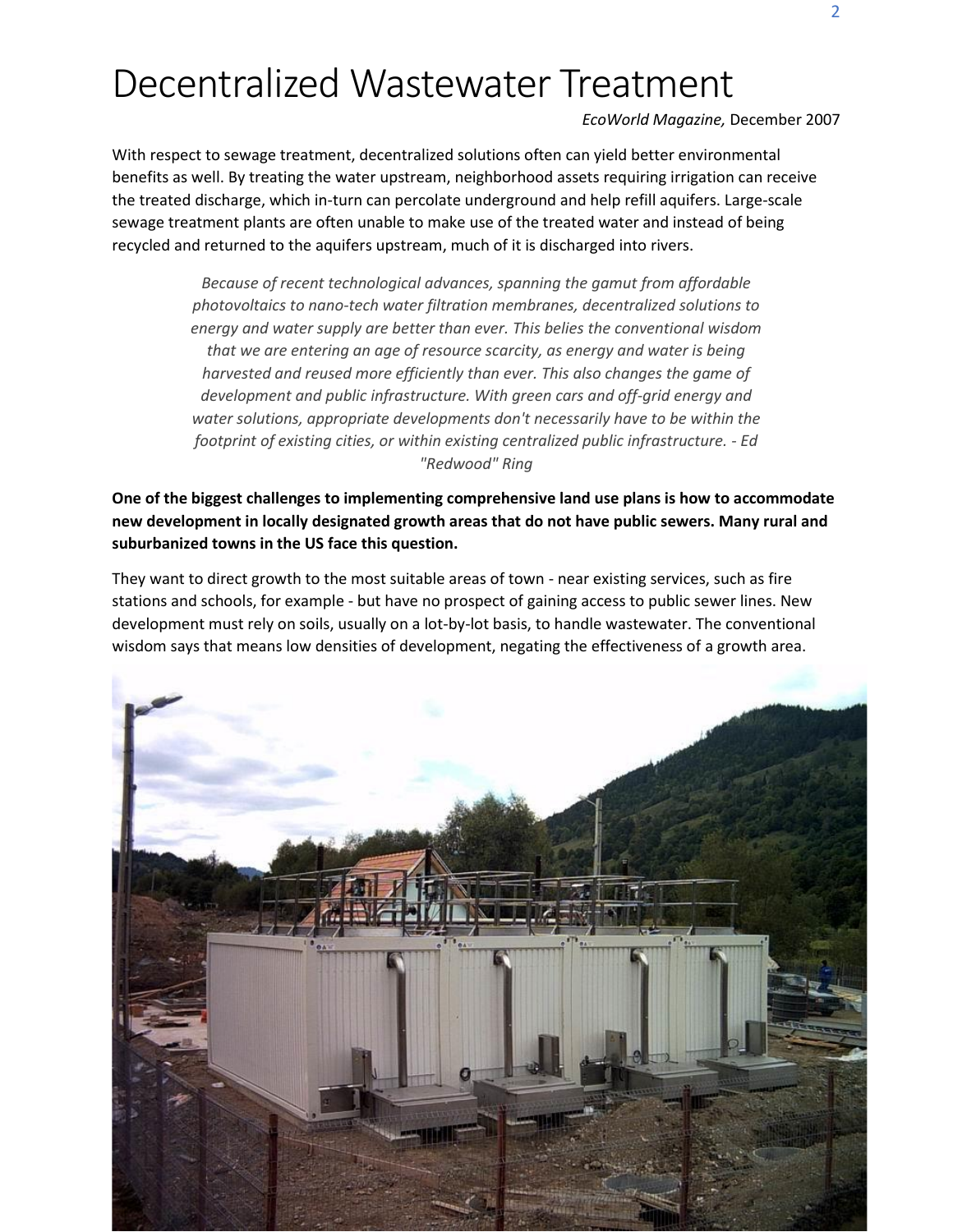# Decentralized Wastewater Treatment

*EcoWorld Magazine,* December 2007

With respect to sewage treatment, decentralized solutions often can yield better environmental benefits as well. By treating the water upstream, neighborhood assets requiring irrigation can receive the treated discharge, which in-turn can percolate underground and help refill aquifers. Large-scale sewage treatment plants are often unable to make use of the treated water and instead of being recycled and returned to the aquifers upstream, much of it is discharged into rivers.

> *Because of recent technological advances, spanning the gamut from affordable photovoltaics to nano-tech water filtration membranes, decentralized solutions to energy and water supply are better than ever. This belies the conventional wisdom that we are entering an age of resource scarcity, as energy and water is being harvested and reused more efficiently than ever. This also changes the game of development and public infrastructure. With green cars and off-grid energy and water solutions, appropriate developments don't necessarily have to be within the footprint of existing cities, or within existing centralized public infrastructure. - Ed "Redwood" Ring*

**One of the biggest challenges to implementing comprehensive land use plans is how to accommodate new development in locally designated growth areas that do not have public sewers. Many rural and suburbanized towns in the US face this question.**

They want to direct growth to the most suitable areas of town - near existing services, such as fire stations and schools, for example - but have no prospect of gaining access to public sewer lines. New development must rely on soils, usually on a lot-by-lot basis, to handle wastewater. The conventional wisdom says that means low densities of development, negating the effectiveness of a growth area.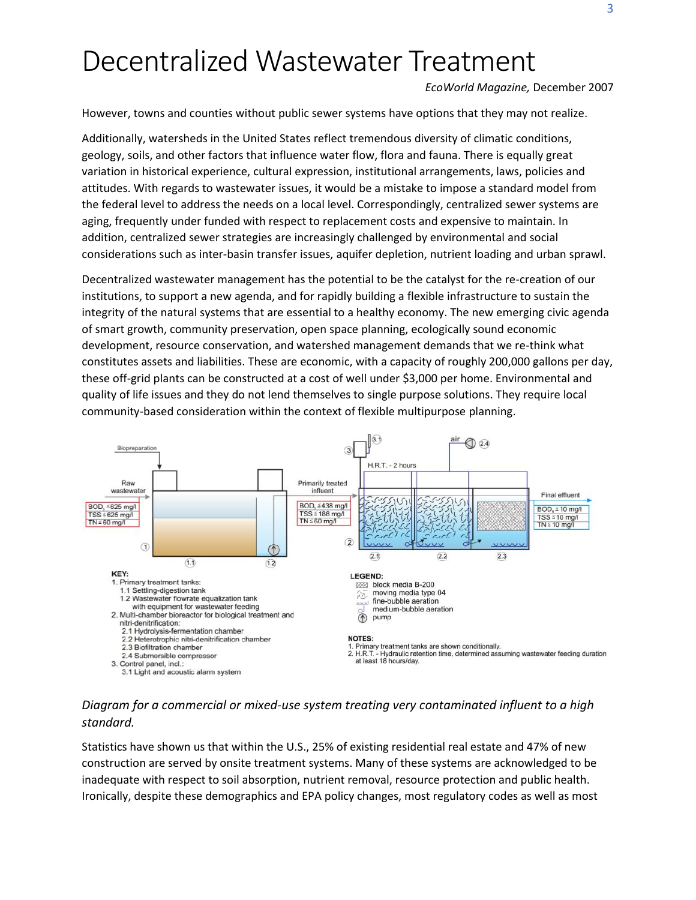# Decentralized Wastewater Treatment

*EcoWorld Magazine,* December 2007

However, towns and counties without public sewer systems have options that they may not realize.

Additionally, watersheds in the United States reflect tremendous diversity of climatic conditions, geology, soils, and other factors that influence water flow, flora and fauna. There is equally great variation in historical experience, cultural expression, institutional arrangements, laws, policies and attitudes. With regards to wastewater issues, it would be a mistake to impose a standard model from the federal level to address the needs on a local level. Correspondingly, centralized sewer systems are aging, frequently under funded with respect to replacement costs and expensive to maintain. In addition, centralized sewer strategies are increasingly challenged by environmental and social considerations such as inter-basin transfer issues, aquifer depletion, nutrient loading and urban sprawl.

Decentralized wastewater management has the potential to be the catalyst for the re-creation of our institutions, to support a new agenda, and for rapidly building a flexible infrastructure to sustain the integrity of the natural systems that are essential to a healthy economy. The new emerging civic agenda of smart growth, community preservation, open space planning, ecologically sound economic development, resource conservation, and watershed management demands that we re-think what constitutes assets and liabilities. These are economic, with a capacity of roughly 200,000 gallons per day, these off-grid plants can be constructed at a cost of well under $3,000 per home. Environmental and quality of life issues and they do not lend themselves to single purpose solutions. They require local community-based consideration within the context of flexible multipurpose planning.

Biopreparation

Raw wastewater: $BOD_5 \leq 625$ mg/l; TSS ≤ 625 mg/l; TN ≤ 60 mg/l

Primarily treated influent: $BOD_5 \leq 438$ mg/l; TSS ≤ 188 mg/l; TN ≤ 60 mg/l

H.R.T. - 2 hours

air

Final effluent: $BOD_5 \leq 10$ mg/l; TSS ≤ 10 mg/l; TN ≤ 10 mg/l

KEY:
1. Primary treatment tanks:
   - 1.1 Settling-digestion tank
   - 1.2 Wastewater flowrate equalization tank with equipment for wastewater feeding
2. Multi-chamber bioreactor for biological treatment and nitri-denitrification:
   - 2.1 Hydrolysis-fermentation chamber
   - 2.2 Heterotrophic nitri-denitrification chamber
   - 2.3 Biofiltration chamber
   - 2.4 Submersible compressor
3. Control panel, incl.:
   - 3.1 Light and acoustic alarm system

LEGEND:
- block media B-200
- moving media type 04
- fine-bubble aeration
- medium-bubble aeration
- pump

NOTES:
1. Primary treatment tanks are shown conditionally.
2. H.R.T. - Hydraulic retention time, determined assuming wastewater feeding duration at least 18 hours/day.

*Diagram for a commercial or mixed-use system treating very contaminated influent to a high standard.*

Statistics have shown us that within the U.S., 25% of existing residential real estate and 47% of new construction are served by onsite treatment systems. Many of these systems are acknowledged to be inadequate with respect to soil absorption, nutrient removal, resource protection and public health. Ironically, despite these demographics and EPA policy changes, most regulatory codes as well as most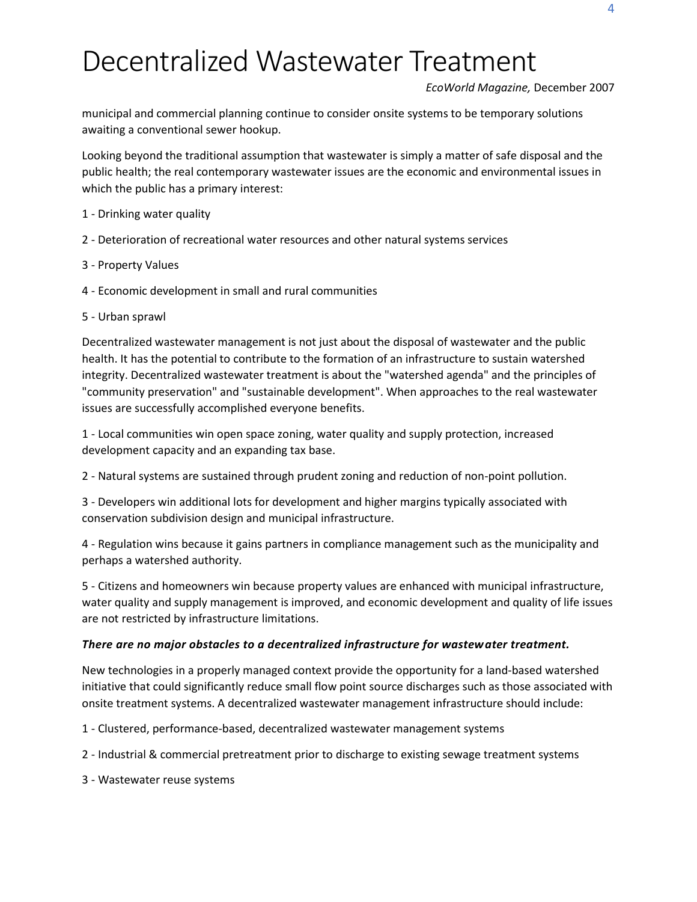# Decentralized Wastewater Treatment

*EcoWorld Magazine,* December 2007

municipal and commercial planning continue to consider onsite systems to be temporary solutions awaiting a conventional sewer hookup.

Looking beyond the traditional assumption that wastewater is simply a matter of safe disposal and the public health; the real contemporary wastewater issues are the economic and environmental issues in which the public has a primary interest:

1 - Drinking water quality

2 - Deterioration of recreational water resources and other natural systems services

3 - Property Values

4 - Economic development in small and rural communities

5 - Urban sprawl

Decentralized wastewater management is not just about the disposal of wastewater and the public health. It has the potential to contribute to the formation of an infrastructure to sustain watershed integrity. Decentralized wastewater treatment is about the "watershed agenda" and the principles of "community preservation" and "sustainable development". When approaches to the real wastewater issues are successfully accomplished everyone benefits.

1 - Local communities win open space zoning, water quality and supply protection, increased development capacity and an expanding tax base.

2 - Natural systems are sustained through prudent zoning and reduction of non-point pollution.

3 - Developers win additional lots for development and higher margins typically associated with conservation subdivision design and municipal infrastructure.

4 - Regulation wins because it gains partners in compliance management such as the municipality and perhaps a watershed authority.

5 - Citizens and homeowners win because property values are enhanced with municipal infrastructure, water quality and supply management is improved, and economic development and quality of life issues are not restricted by infrastructure limitations.

***There are no major obstacles to a decentralized infrastructure for wastewater treatment.***

New technologies in a properly managed context provide the opportunity for a land-based watershed initiative that could significantly reduce small flow point source discharges such as those associated with onsite treatment systems. A decentralized wastewater management infrastructure should include:

1 - Clustered, performance-based, decentralized wastewater management systems

2 - Industrial & commercial pretreatment prior to discharge to existing sewage treatment systems

3 - Wastewater reuse systems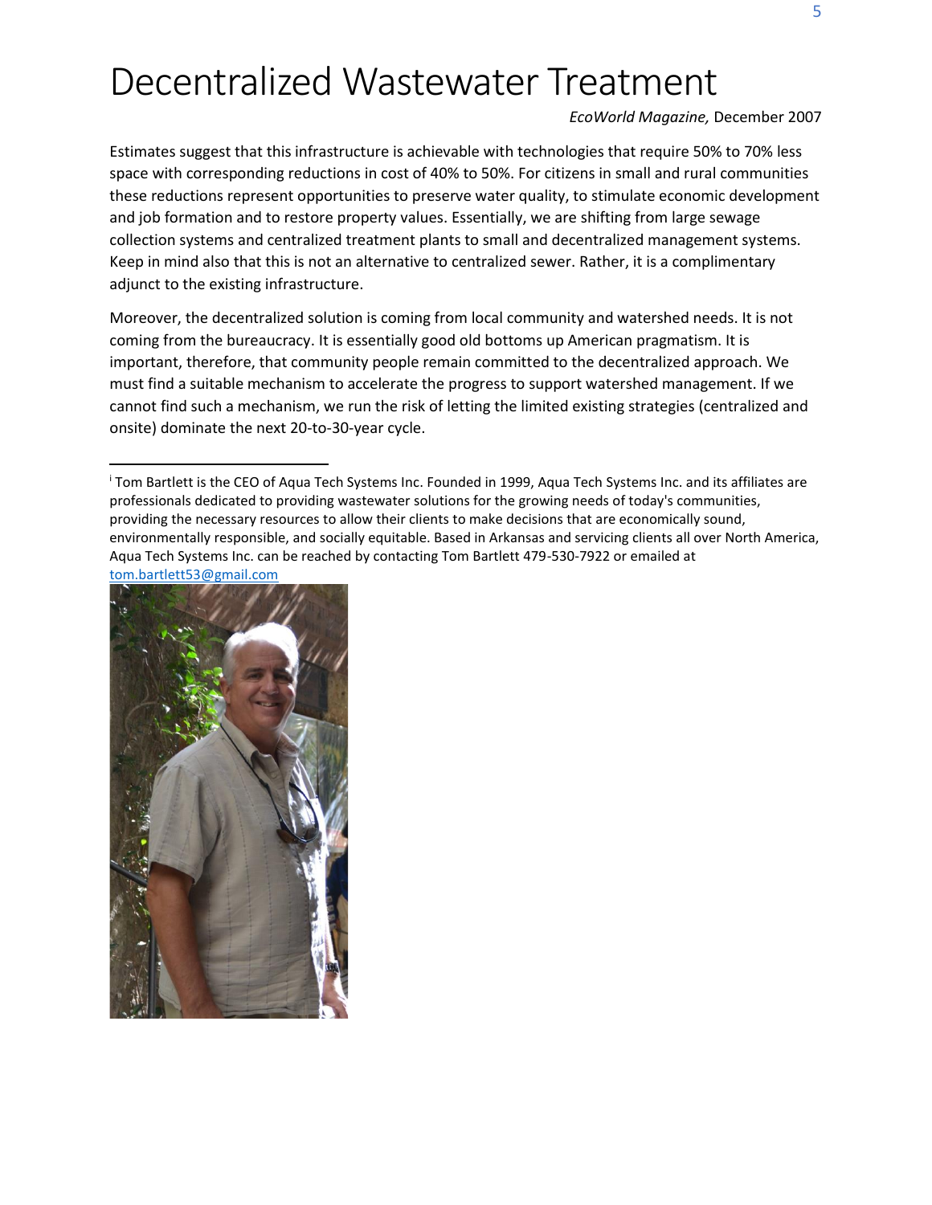# Decentralized Wastewater Treatment

*EcoWorld Magazine,* December 2007

Estimates suggest that this infrastructure is achievable with technologies that require 50% to 70% less space with corresponding reductions in cost of 40% to 50%. For citizens in small and rural communities these reductions represent opportunities to preserve water quality, to stimulate economic development and job formation and to restore property values. Essentially, we are shifting from large sewage collection systems and centralized treatment plants to small and decentralized management systems. Keep in mind also that this is not an alternative to centralized sewer. Rather, it is a complimentary adjunct to the existing infrastructure.

Moreover, the decentralized solution is coming from local community and watershed needs. It is not coming from the bureaucracy. It is essentially good old bottoms up American pragmatism. It is important, therefore, that community people remain committed to the decentralized approach. We must find a suitable mechanism to accelerate the progress to support watershed management. If we cannot find such a mechanism, we run the risk of letting the limited existing strategies (centralized and onsite) dominate the next 20-to-30-year cycle.

---

[i] Tom Bartlett is the CEO of Aqua Tech Systems Inc. Founded in 1999, Aqua Tech Systems Inc. and its affiliates are professionals dedicated to providing wastewater solutions for the growing needs of today's communities, providing the necessary resources to allow their clients to make decisions that are economically sound, environmentally responsible, and socially equitable. Based in Arkansas and servicing clients all over North America, Aqua Tech Systems Inc. can be reached by contacting Tom Bartlett 479-530-7922 or emailed at tom.bartlett53@gmail.com